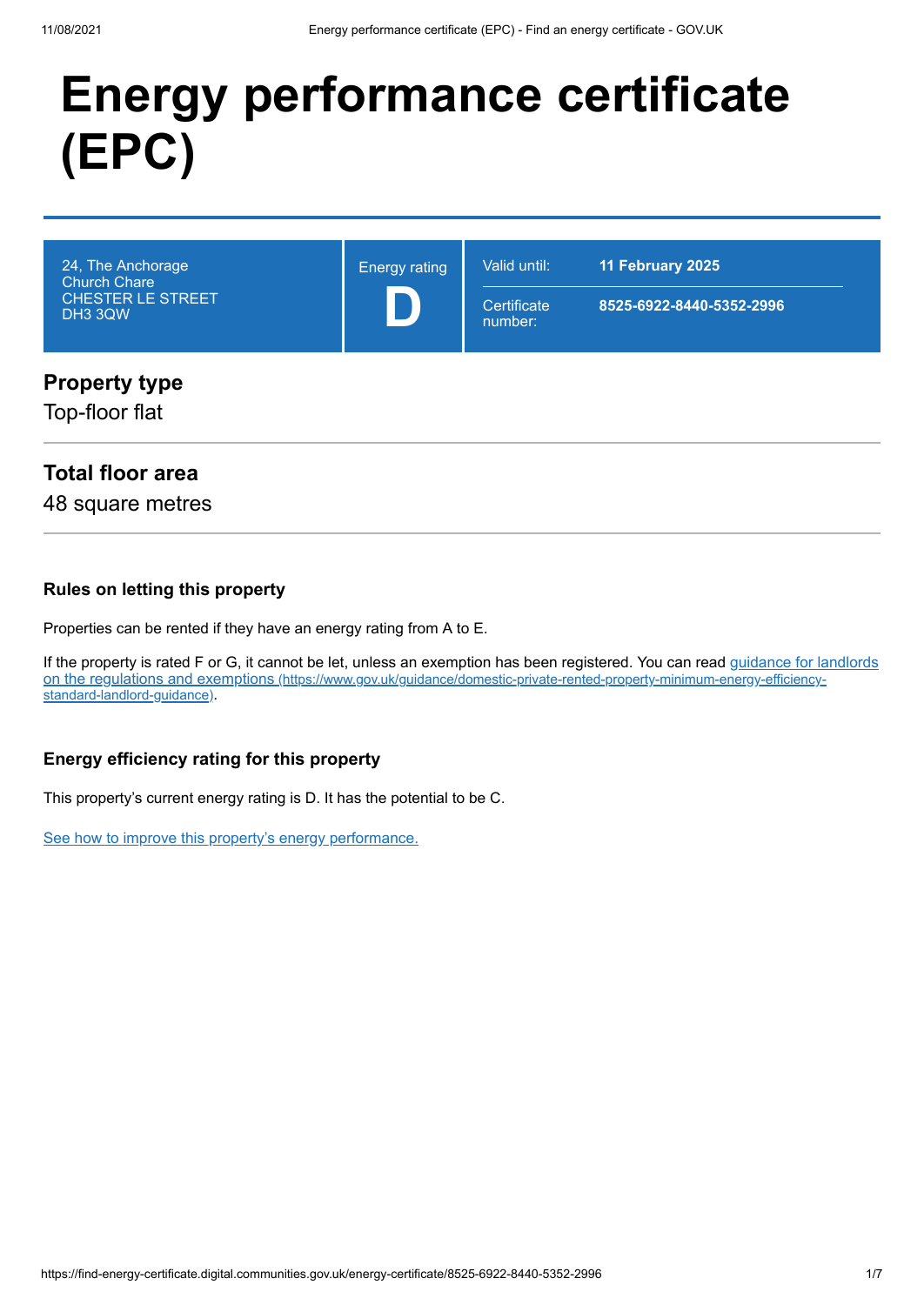# Energy performance certificate (EPC)

| 24, The Anchorage<br>Church Chare<br>CHESTER LE STREET<br>DH3 3QW | Energy rating<br>**D** | Valid until: **11 February 2025**<br>Certificate number: **8525-6922-8440-5352-2996** |
|---|---|---|

## Property type

Top-floor flat

## Total floor area

48 square metres

### Rules on letting this property

Properties can be rented if they have an energy rating from A to E.

If the property is rated F or G, it cannot be let, unless an exemption has been registered. You can read [guidance for landlords on the regulations and exemptions (https://www.gov.uk/guidance/domestic-private-rented-property-minimum-energy-efficiency-standard-landlord-guidance)](https://www.gov.uk/guidance/domestic-private-rented-property-minimum-energy-efficiency-standard-landlord-guidance).

### Energy efficiency rating for this property

This property's current energy rating is D. It has the potential to be C.

See how to improve this property's energy performance.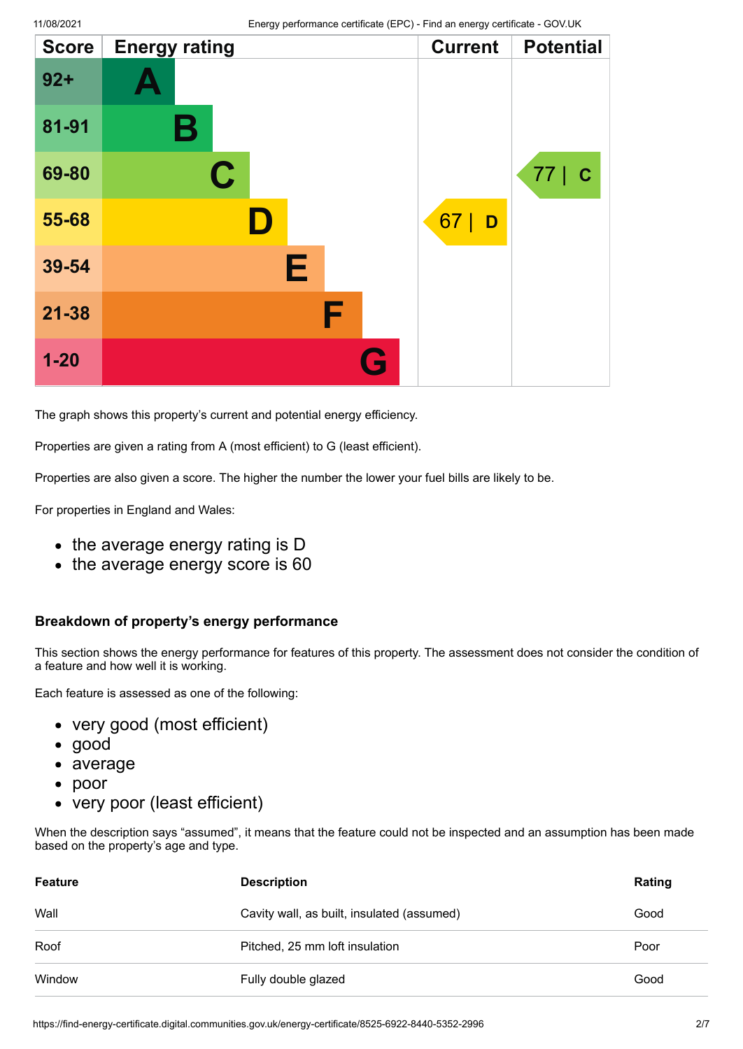| Score | Energy rating | Current | Potential |
| --- | --- | --- | --- |
| 92+ | A | | |
| 81-91 | B | | |
| 69-80 | C | | 77 \| C |
| 55-68 | D | 67 \| D | |
| 39-54 | E | | |
| 21-38 | F | | |
| 1-20 | G | | |

The graph shows this property's current and potential energy efficiency.

Properties are given a rating from A (most efficient) to G (least efficient).

Properties are also given a score. The higher the number the lower your fuel bills are likely to be.

For properties in England and Wales:

- the average energy rating is D
- the average energy score is 60

### Breakdown of property's energy performance

This section shows the energy performance for features of this property. The assessment does not consider the condition of a feature and how well it is working.

Each feature is assessed as one of the following:

- very good (most efficient)
- good
- average
- poor
- very poor (least efficient)

When the description says "assumed", it means that the feature could not be inspected and an assumption has been made based on the property's age and type.

| Feature | Description | Rating |
| --- | --- | --- |
| Wall | Cavity wall, as built, insulated (assumed) | Good |
| Roof | Pitched, 25 mm loft insulation | Poor |
| Window | Fully double glazed | Good |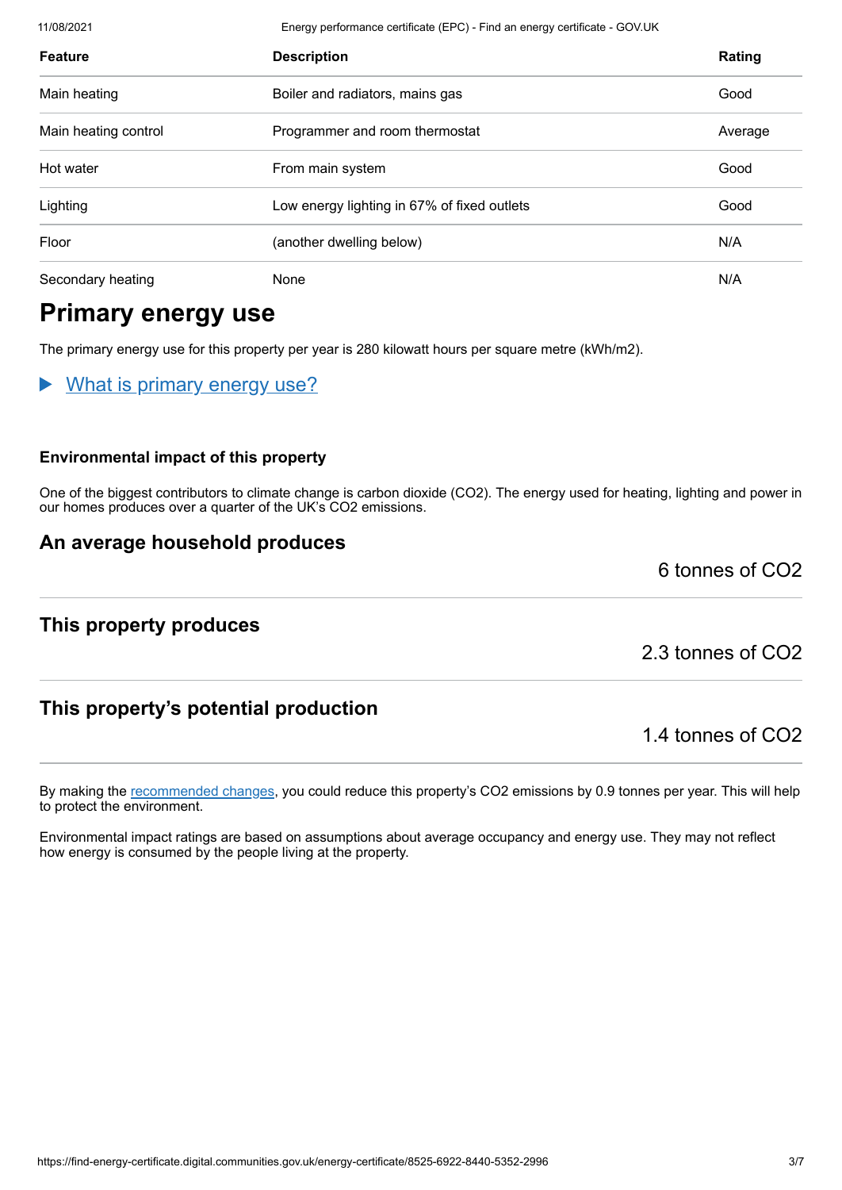| Feature | Description | Rating |
| --- | --- | --- |
| Main heating | Boiler and radiators, mains gas | Good |
| Main heating control | Programmer and room thermostat | Average |
| Hot water | From main system | Good |
| Lighting | Low energy lighting in 67% of fixed outlets | Good |
| Floor | (another dwelling below) | N/A |
| Secondary heating | None | N/A |

## Primary energy use

The primary energy use for this property per year is 280 kilowatt hours per square metre (kWh/m2).

▶ What is primary energy use?

#### Environmental impact of this property

One of the biggest contributors to climate change is carbon dioxide ($CO_2$). The energy used for heating, lighting and power in our homes produces over a quarter of the UK's $CO_2$ emissions.

### An average household produces

6 tonnes of $CO_2$

### This property produces

2.3 tonnes of $CO_2$

### This property's potential production

1.4 tonnes of $CO_2$

By making the recommended changes, you could reduce this property's $CO_2$ emissions by 0.9 tonnes per year. This will help to protect the environment.

Environmental impact ratings are based on assumptions about average occupancy and energy use. They may not reflect how energy is consumed by the people living at the property.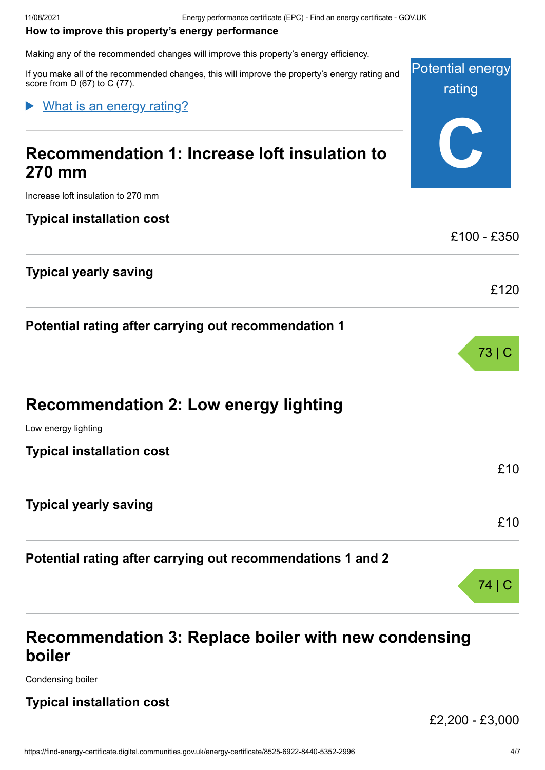**How to improve this property's energy performance**

Making any of the recommended changes will improve this property's energy efficiency.

If you make all of the recommended changes, this will improve the property's energy rating and score from D (67) to C (77).

Potential energy rating

**C**

▶ What is an energy rating?

## Recommendation 1: Increase loft insulation to 270 mm

Increase loft insulation to 270 mm

### Typical installation cost

£100 - £350

### Typical yearly saving

£120

### Potential rating after carrying out recommendation 1

73 | C

## Recommendation 2: Low energy lighting

Low energy lighting

### Typical installation cost

£10

### Typical yearly saving

£10

### Potential rating after carrying out recommendations 1 and 2

74 | C

## Recommendation 3: Replace boiler with new condensing boiler

Condensing boiler

### Typical installation cost

£2,200 - £3,000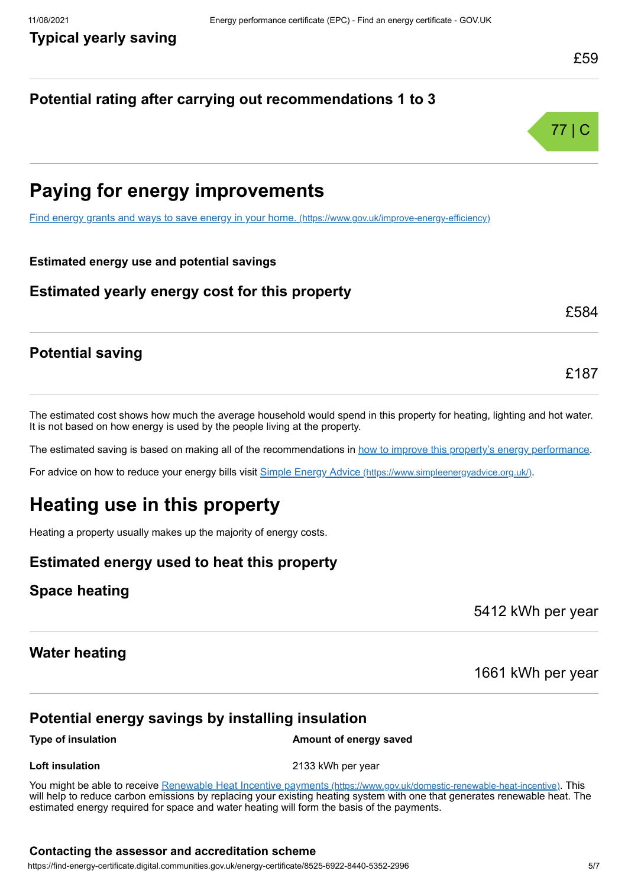### Typical yearly saving

£59

### Potential rating after carrying out recommendations 1 to 3

77 | C

## Paying for energy improvements

[Find energy grants and ways to save energy in your home. (https://www.gov.uk/improve-energy-efficiency)](https://www.gov.uk/improve-energy-efficiency)

**Estimated energy use and potential savings**

### Estimated yearly energy cost for this property

£584

### Potential saving

£187

The estimated cost shows how much the average household would spend in this property for heating, lighting and hot water. It is not based on how energy is used by the people living at the property.

The estimated saving is based on making all of the recommendations in how to improve this property's energy performance.

For advice on how to reduce your energy bills visit [Simple Energy Advice (https://www.simpleenergyadvice.org.uk/)](https://www.simpleenergyadvice.org.uk/).

## Heating use in this property

Heating a property usually makes up the majority of energy costs.

### Estimated energy used to heat this property

### Space heating

5412 kWh per year

### Water heating

1661 kWh per year

### Potential energy savings by installing insulation

| Type of insulation | Amount of energy saved |
|---|---|
| **Loft insulation** | 2133 kWh per year |

You might be able to receive [Renewable Heat Incentive payments (https://www.gov.uk/domestic-renewable-heat-incentive)](https://www.gov.uk/domestic-renewable-heat-incentive). This will help to reduce carbon emissions by replacing your existing heating system with one that generates renewable heat. The estimated energy required for space and water heating will form the basis of the payments.

#### Contacting the assessor and accreditation scheme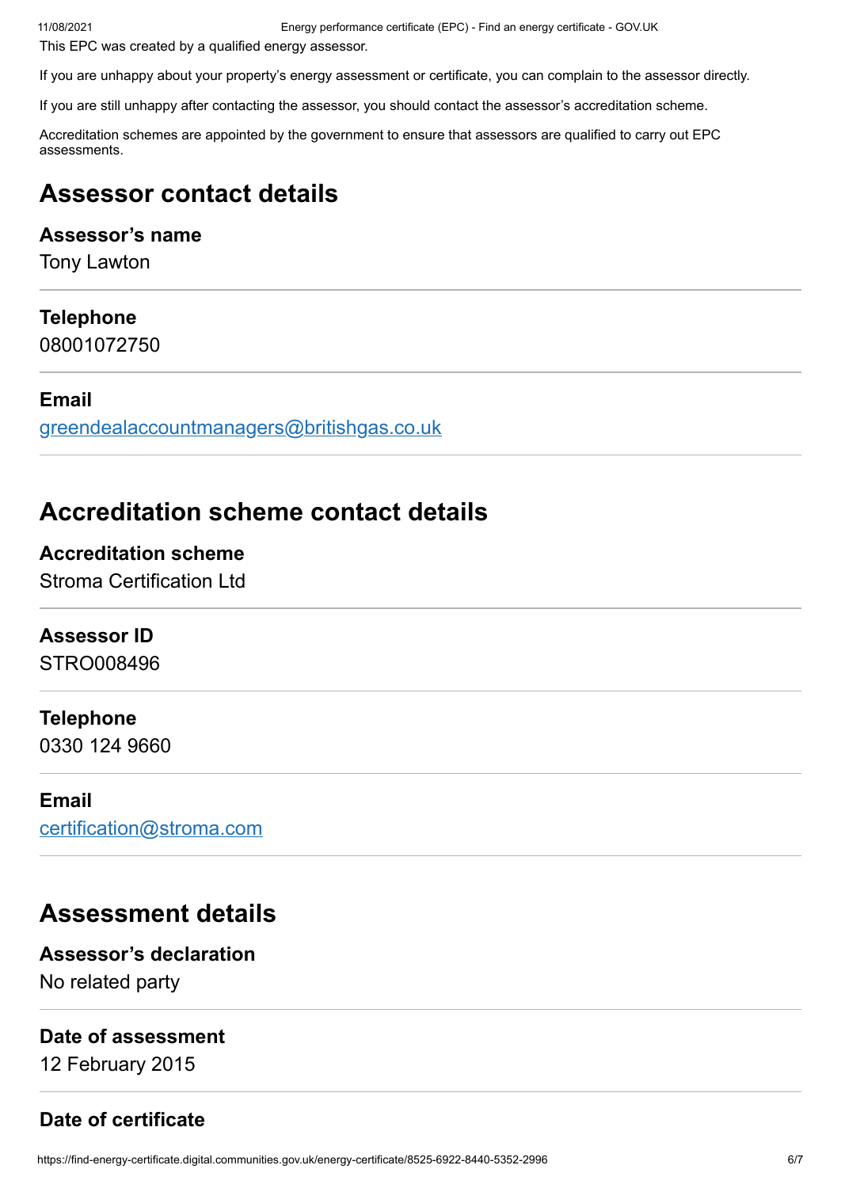This EPC was created by a qualified energy assessor.

If you are unhappy about your property's energy assessment or certificate, you can complain to the assessor directly.

If you are still unhappy after contacting the assessor, you should contact the assessor's accreditation scheme.

Accreditation schemes are appointed by the government to ensure that assessors are qualified to carry out EPC assessments.

## Assessor contact details

### Assessor's name

Tony Lawton

### Telephone

08001072750

### Email

greendealaccountmanagers@britishgas.co.uk

## Accreditation scheme contact details

### Accreditation scheme

Stroma Certification Ltd

### Assessor ID

STRO008496

### Telephone

0330 124 9660

### Email

certification@stroma.com

## Assessment details

### Assessor's declaration

No related party

### Date of assessment

12 February 2015

### Date of certificate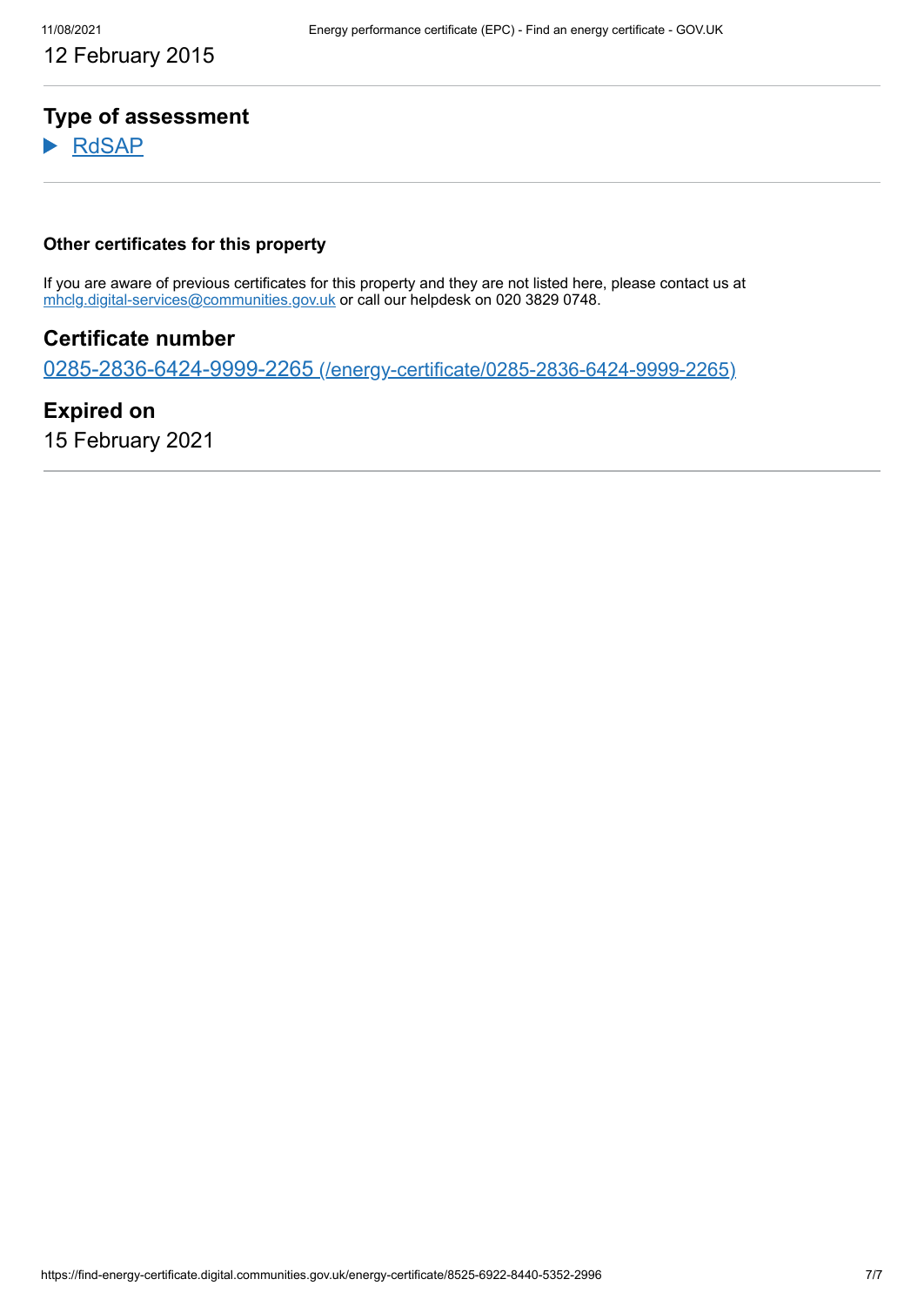12 February 2015

## Type of assessment

▶ RdSAP

### Other certificates for this property

If you are aware of previous certificates for this property and they are not listed here, please contact us at mhclg.digital-services@communities.gov.uk or call our helpdesk on 020 3829 0748.

## Certificate number

0285-2836-6424-9999-2265 (/energy-certificate/0285-2836-6424-9999-2265)

## Expired on

15 February 2021